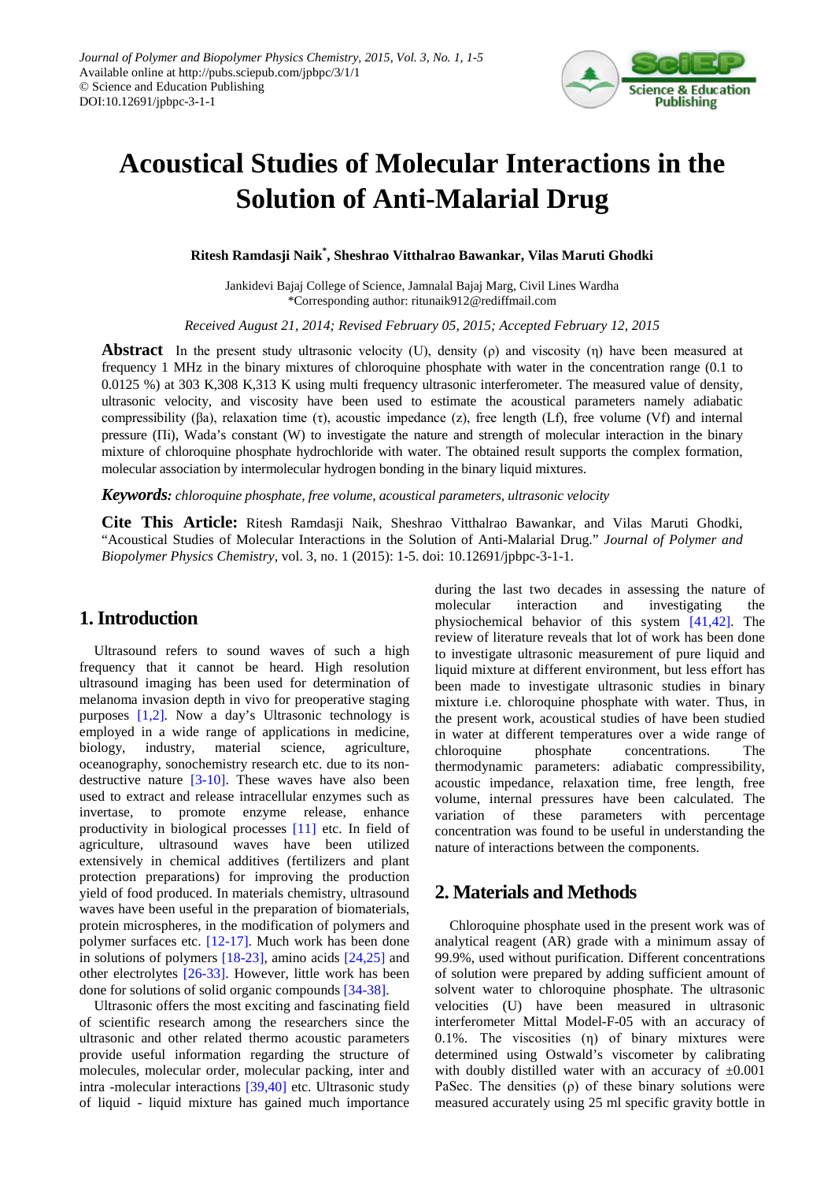# Acoustical Studies of Molecular Interactions in the Solution of Anti-Malarial Drug

**Ritesh Ramdasji Naik\*, Sheshrao Vitthalrao Bawankar, Vilas Maruti Ghodki**

Jankidevi Bajaj College of Science, Jamnalal Bajaj Marg, Civil Lines Wardha
\*Corresponding author: ritunaik912@rediffmail.com

*Received August 21, 2014; Revised February 05, 2015; Accepted February 12, 2015*

**Abstract** In the present study ultrasonic velocity (U), density (ρ) and viscosity (η) have been measured at frequency 1 MHz in the binary mixtures of chloroquine phosphate with water in the concentration range (0.1 to 0.0125 %) at 303 K,308 K,313 K using multi frequency ultrasonic interferometer. The measured value of density, ultrasonic velocity, and viscosity have been used to estimate the acoustical parameters namely adiabatic compressibility (βa), relaxation time (τ), acoustic impedance (z), free length (Lf), free volume (Vf) and internal pressure (Πi), Wada's constant (W) to investigate the nature and strength of molecular interaction in the binary mixture of chloroquine phosphate hydrochloride with water. The obtained result supports the complex formation, molecular association by intermolecular hydrogen bonding in the binary liquid mixtures.

***Keywords:*** *chloroquine phosphate, free volume, acoustical parameters, ultrasonic velocity*

**Cite This Article:** Ritesh Ramdasji Naik, Sheshrao Vitthalrao Bawankar, and Vilas Maruti Ghodki, "Acoustical Studies of Molecular Interactions in the Solution of Anti-Malarial Drug." *Journal of Polymer and Biopolymer Physics Chemistry*, vol. 3, no. 1 (2015): 1-5. doi: 10.12691/jpbpc-3-1-1.

## 1. Introduction

Ultrasound refers to sound waves of such a high frequency that it cannot be heard. High resolution ultrasound imaging has been used for determination of melanoma invasion depth in vivo for preoperative staging purposes [1,2]. Now a day's Ultrasonic technology is employed in a wide range of applications in medicine, biology, industry, material science, agriculture, oceanography, sonochemistry research etc. due to its non-destructive nature [3-10]. These waves have also been used to extract and release intracellular enzymes such as invertase, to promote enzyme release, enhance productivity in biological processes [11] etc. In field of agriculture, ultrasound waves have been utilized extensively in chemical additives (fertilizers and plant protection preparations) for improving the production yield of food produced. In materials chemistry, ultrasound waves have been useful in the preparation of biomaterials, protein microspheres, in the modification of polymers and polymer surfaces etc. [12-17]. Much work has been done in solutions of polymers [18-23], amino acids [24,25] and other electrolytes [26-33]. However, little work has been done for solutions of solid organic compounds [34-38].

Ultrasonic offers the most exciting and fascinating field of scientific research among the researchers since the ultrasonic and other related thermo acoustic parameters provide useful information regarding the structure of molecules, molecular order, molecular packing, inter and intra -molecular interactions [39,40] etc. Ultrasonic study of liquid - liquid mixture has gained much importance during the last two decades in assessing the nature of molecular interaction and investigating the physiochemical behavior of this system [41,42]. The review of literature reveals that lot of work has been done to investigate ultrasonic measurement of pure liquid and liquid mixture at different environment, but less effort has been made to investigate ultrasonic studies in binary mixture i.e. chloroquine phosphate with water. Thus, in the present work, acoustical studies of have been studied in water at different temperatures over a wide range of chloroquine phosphate concentrations. The thermodynamic parameters: adiabatic compressibility, acoustic impedance, relaxation time, free length, free volume, internal pressures have been calculated. The variation of these parameters with percentage concentration was found to be useful in understanding the nature of interactions between the components.

## 2. Materials and Methods

Chloroquine phosphate used in the present work was of analytical reagent (AR) grade with a minimum assay of 99.9%, used without purification. Different concentrations of solution were prepared by adding sufficient amount of solvent water to chloroquine phosphate. The ultrasonic velocities (U) have been measured in ultrasonic interferometer Mittal Model-F-05 with an accuracy of 0.1%. The viscosities (η) of binary mixtures were determined using Ostwald's viscometer by calibrating with doubly distilled water with an accuracy of ±0.001 PaSec. The densities (ρ) of these binary solutions were measured accurately using 25 ml specific gravity bottle in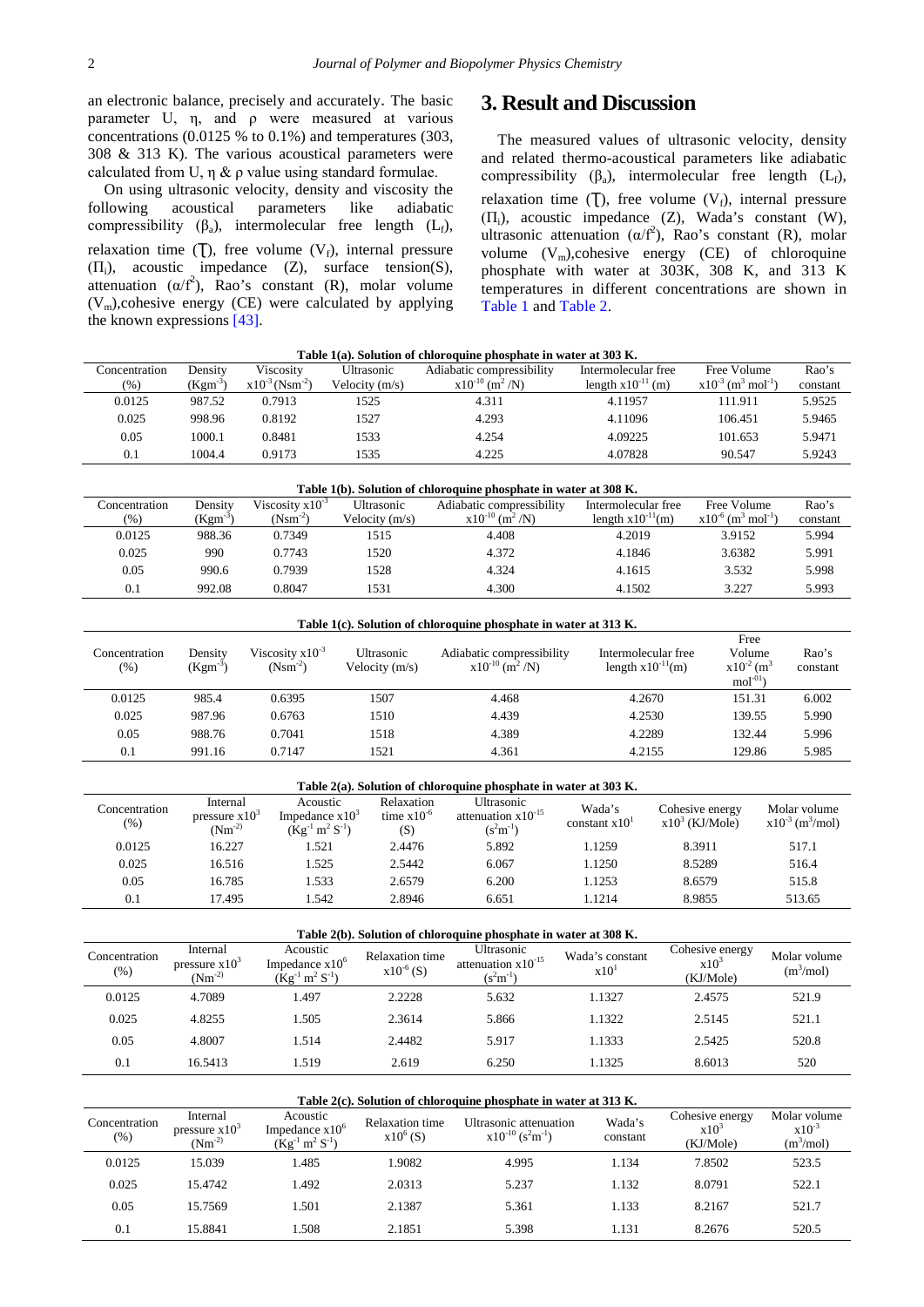an electronic balance, precisely and accurately. The basic parameter U, η, and ρ were measured at various concentrations (0.0125 % to 0.1%) and temperatures (303, 308 & 313 K). The various acoustical parameters were calculated from U, η & ρ value using standard formulae.

On using ultrasonic velocity, density and viscosity the following acoustical parameters like adiabatic compressibility ($\beta_a$), intermolecular free length ($L_f$), relaxation time (τ), free volume ($V_f$), internal pressure ($\Pi_i$), acoustic impedance (Z), surface tension(S), attenuation ($\alpha/f^2$), Rao's constant (R), molar volume ($V_m$), cohesive energy (CE) were calculated by applying the known expressions [43].

## 3. Result and Discussion

The measured values of ultrasonic velocity, density and related thermo-acoustical parameters like adiabatic compressibility ($\beta_a$), intermolecular free length ($L_f$), relaxation time (τ), free volume ($V_f$), internal pressure ($\Pi_i$), acoustic impedance (Z), Wada's constant (W), ultrasonic attenuation ($\alpha/f^2$), Rao's constant (R), molar volume ($V_m$), cohesive energy (CE) of chloroquine phosphate with water at 303K, 308 K, and 313 K temperatures in different concentrations are shown in Table 1 and Table 2.

**Table 1(a). Solution of chloroquine phosphate in water at 303 K.**

| Concentration (%) | Density ($Kgm^{-3}$) | Viscosity $x10^{-3}$ ($Nsm^{-2}$) | Ultrasonic Velocity (m/s) | Adiabatic compressibility $x10^{-10}$ ($m^2$/N) | Intermolecular free length $x10^{-11}$ (m) | Free Volume $x10^{-3}$ ($m^3$ $mol^{-1}$) | Rao's constant |
|---|---|---|---|---|---|---|---|
| 0.0125 | 987.52 | 0.7913 | 1525 | 4.311 | 4.11957 | 111.911 | 5.9525 |
| 0.025 | 998.96 | 0.8192 | 1527 | 4.293 | 4.11096 | 106.451 | 5.9465 |
| 0.05 | 1000.1 | 0.8481 | 1533 | 4.254 | 4.09225 | 101.653 | 5.9471 |
| 0.1 | 1004.4 | 0.9173 | 1535 | 4.225 | 4.07828 | 90.547 | 5.9243 |

**Table 1(b). Solution of chloroquine phosphate in water at 308 K.**

| Concentration (%) | Density ($Kgm^{-3}$) | Viscosity $x10^{-3}$ ($Nsm^{-2}$) | Ultrasonic Velocity (m/s) | Adiabatic compressibility $x10^{-10}$ ($m^2$ /N) | Intermolecular free length $x10^{-11}$(m) | Free Volume $x10^{-6}$ ($m^3$ $mol^{-1}$) | Rao's constant |
|---|---|---|---|---|---|---|---|
| 0.0125 | 988.36 | 0.7349 | 1515 | 4.408 | 4.2019 | 3.9152 | 5.994 |
| 0.025 | 990 | 0.7743 | 1520 | 4.372 | 4.1846 | 3.6382 | 5.991 |
| 0.05 | 990.6 | 0.7939 | 1528 | 4.324 | 4.1615 | 3.532 | 5.998 |
| 0.1 | 992.08 | 0.8047 | 1531 | 4.300 | 4.1502 | 3.227 | 5.993 |

**Table 1(c). Solution of chloroquine phosphate in water at 313 K.**

| Concentration (%) | Density ($Kgm^{-3}$) | Viscosity $x10^{-3}$ ($Nsm^{-2}$) | Ultrasonic Velocity (m/s) | Adiabatic compressibility $x10^{-10}$ ($m^2$ /N) | Intermolecular free length $x10^{-11}$(m) | Free Volume $x10^{-2}$ ($m^3$ $mol^{-01}$) | Rao's constant |
|---|---|---|---|---|---|---|---|
| 0.0125 | 985.4 | 0.6395 | 1507 | 4.468 | 4.2670 | 151.31 | 6.002 |
| 0.025 | 987.96 | 0.6763 | 1510 | 4.439 | 4.2530 | 139.55 | 5.990 |
| 0.05 | 988.76 | 0.7041 | 1518 | 4.389 | 4.2289 | 132.44 | 5.996 |
| 0.1 | 991.16 | 0.7147 | 1521 | 4.361 | 4.2155 | 129.86 | 5.985 |

**Table 2(a). Solution of chloroquine phosphate in water at 303 K.**

| Concentration (%) | Internal pressure $x10^3$ ($Nm^{-2}$) | Acoustic Impedance $x10^3$ ($Kg^{-1}$ $m^2$ $S^{-1}$) | Relaxation time $x10^{-6}$ (S) | Ultrasonic attenuation $x10^{-15}$ ($s^2m^{-1}$) | Wada's constant $x10^1$ | Cohesive energy $x10^3$ (KJ/Mole) | Molar volume $x10^{-3}$ ($m^3$/mol) |
|---|---|---|---|---|---|---|---|
| 0.0125 | 16.227 | 1.521 | 2.4476 | 5.892 | 1.1259 | 8.3911 | 517.1 |
| 0.025 | 16.516 | 1.525 | 2.5442 | 6.067 | 1.1250 | 8.5289 | 516.4 |
| 0.05 | 16.785 | 1.533 | 2.6579 | 6.200 | 1.1253 | 8.6579 | 515.8 |
| 0.1 | 17.495 | 1.542 | 2.8946 | 6.651 | 1.1214 | 8.9855 | 513.65 |

**Table 2(b). Solution of chloroquine phosphate in water at 308 K.**

| Concentration (%) | Internal pressure $x10^3$ ($Nm^{-2}$) | Acoustic Impedance $x10^6$ ($Kg^{-1}$ $m^2$ $S^{-1}$) | Relaxation time $x10^{-6}$ (S) | Ultrasonic attenuation $x10^{-15}$ ($s^2m^{-1}$) | Wada's constant $x10^1$ | Cohesive energy $x10^3$ (KJ/Mole) | Molar volume ($m^3$/mol) |
|---|---|---|---|---|---|---|---|
| 0.0125 | 4.7089 | 1.497 | 2.2228 | 5.632 | 1.1327 | 2.4575 | 521.9 |
| 0.025 | 4.8255 | 1.505 | 2.3614 | 5.866 | 1.1322 | 2.5145 | 521.1 |
| 0.05 | 4.8007 | 1.514 | 2.4482 | 5.917 | 1.1333 | 2.5425 | 520.8 |
| 0.1 | 16.5413 | 1.519 | 2.619 | 6.250 | 1.1325 | 8.6013 | 520 |

**Table 2(c). Solution of chloroquine phosphate in water at 313 K.**

| Concentration (%) | Internal pressure $x10^3$ ($Nm^{-2}$) | Acoustic Impedance $x10^6$ ($Kg^{-1}$ $m^2$ $S^{-1}$) | Relaxation time $x10^6$ (S) | Ultrasonic attenuation $x10^{-10}$ ($s^2m^{-1}$) | Wada's constant | Cohesive energy $x10^3$ (KJ/Mole) | Molar volume $x10^{-3}$ ($m^3$/mol) |
|---|---|---|---|---|---|---|---|
| 0.0125 | 15.039 | 1.485 | 1.9082 | 4.995 | 1.134 | 7.8502 | 523.5 |
| 0.025 | 15.4742 | 1.492 | 2.0313 | 5.237 | 1.132 | 8.0791 | 522.1 |
| 0.05 | 15.7569 | 1.501 | 2.1387 | 5.361 | 1.133 | 8.2167 | 521.7 |
| 0.1 | 15.8841 | 1.508 | 2.1851 | 5.398 | 1.131 | 8.2676 | 520.5 |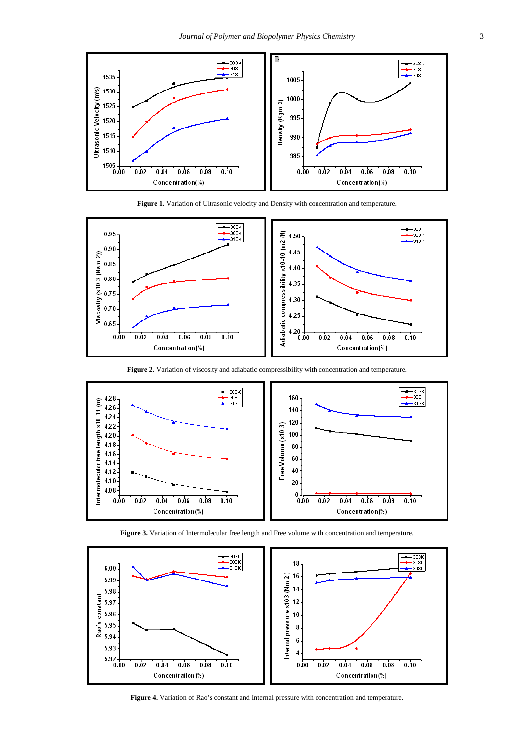**Figure 1.** Variation of Ultrasonic velocity and Density with concentration and temperature.

**Figure 2.** Variation of viscosity and adiabatic compressibility with concentration and temperature.

**Figure 3.** Variation of Intermolecular free length and Free volume with concentration and temperature.

**Figure 4.** Variation of Rao's constant and Internal pressure with concentration and temperature.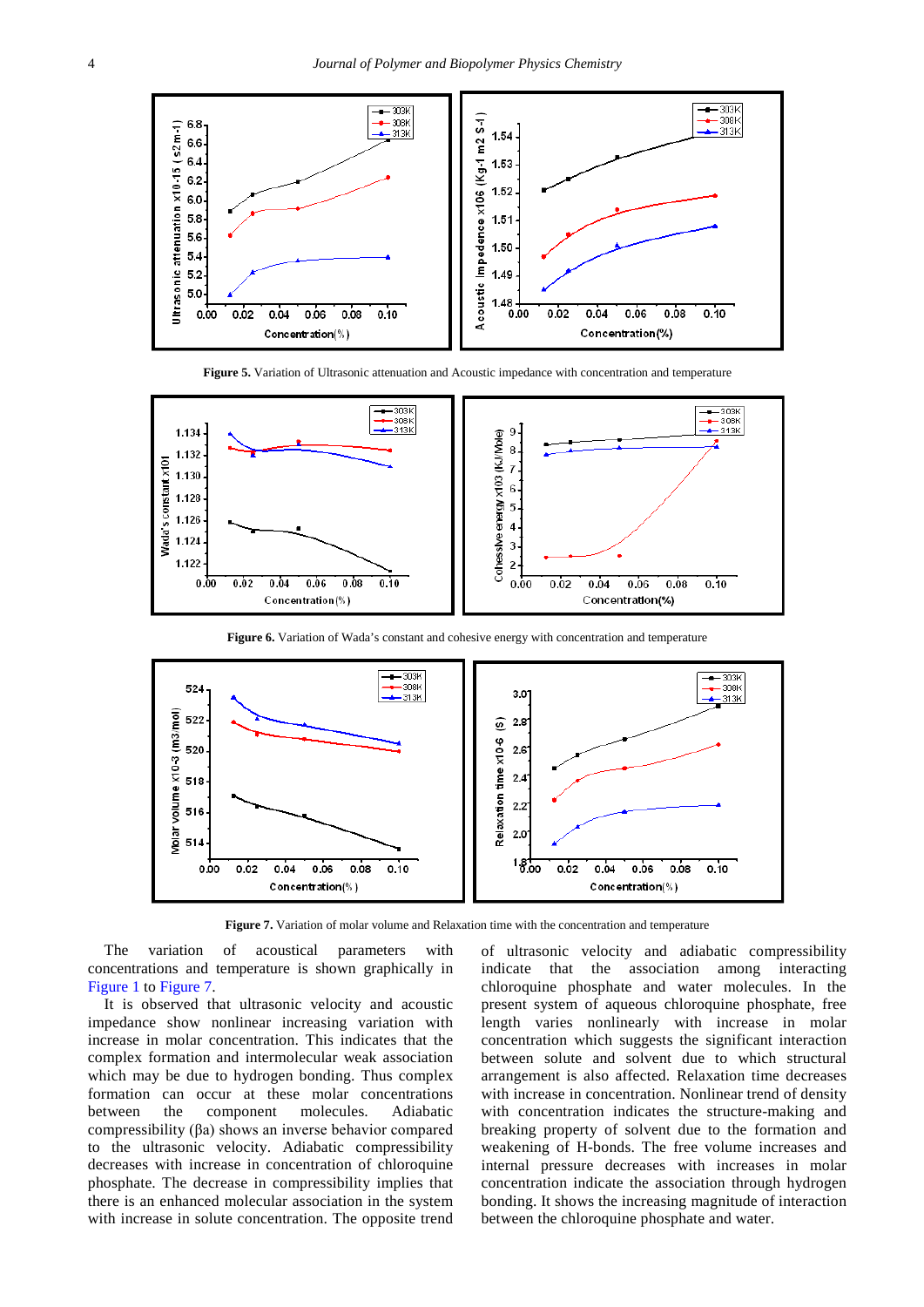**Figure 5.** Variation of Ultrasonic attenuation and Acoustic impedance with concentration and temperature

**Figure 6.** Variation of Wada's constant and cohesive energy with concentration and temperature

**Figure 7.** Variation of molar volume and Relaxation time with the concentration and temperature

The variation of acoustical parameters with concentrations and temperature is shown graphically in Figure 1 to Figure 7.

It is observed that ultrasonic velocity and acoustic impedance show nonlinear increasing variation with increase in molar concentration. This indicates that the complex formation and intermolecular weak association which may be due to hydrogen bonding. Thus complex formation can occur at these molar concentrations between the component molecules. Adiabatic compressibility (βa) shows an inverse behavior compared to the ultrasonic velocity. Adiabatic compressibility decreases with increase in concentration of chloroquine phosphate. The decrease in compressibility implies that there is an enhanced molecular association in the system with increase in solute concentration. The opposite trend of ultrasonic velocity and adiabatic compressibility indicate that the association among interacting chloroquine phosphate and water molecules. In the present system of aqueous chloroquine phosphate, free length varies nonlinearly with increase in molar concentration which suggests the significant interaction between solute and solvent due to which structural arrangement is also affected. Relaxation time decreases with increase in concentration. Nonlinear trend of density with concentration indicates the structure-making and breaking property of solvent due to the formation and weakening of H-bonds. The free volume increases and internal pressure decreases with increases in molar concentration indicate the association through hydrogen bonding. It shows the increasing magnitude of interaction between the chloroquine phosphate and water.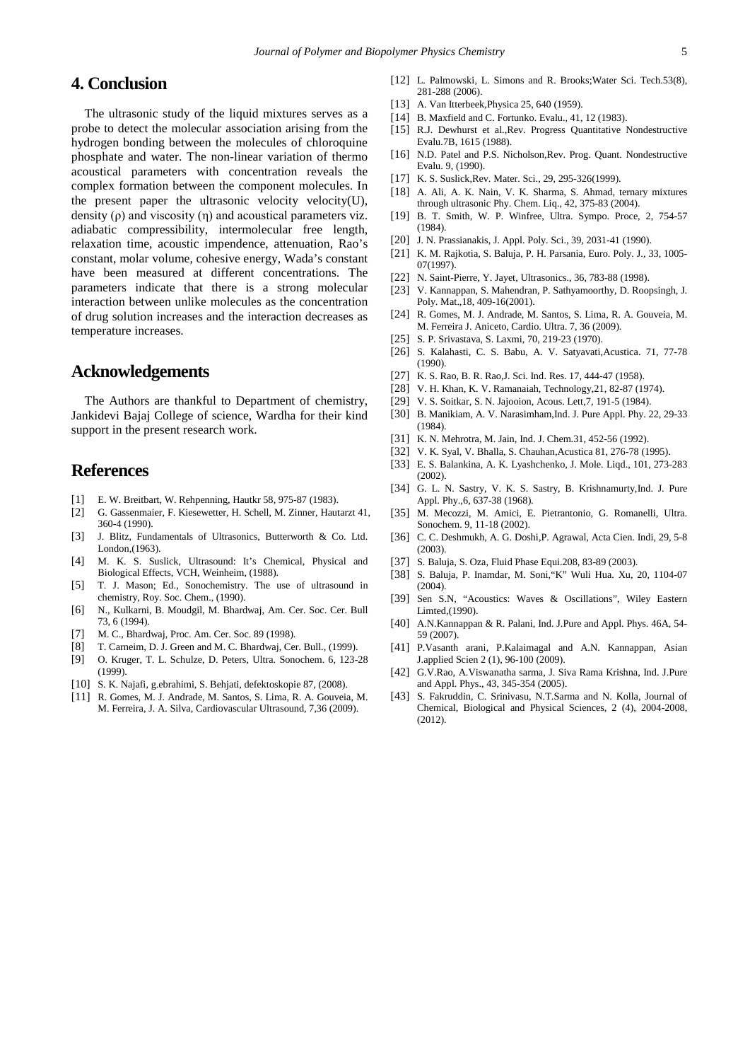## 4. Conclusion

The ultrasonic study of the liquid mixtures serves as a probe to detect the molecular association arising from the hydrogen bonding between the molecules of chloroquine phosphate and water. The non-linear variation of thermo acoustical parameters with concentration reveals the complex formation between the component molecules. In the present paper the ultrasonic velocity velocity(U), density (ρ) and viscosity (η) and acoustical parameters viz. adiabatic compressibility, intermolecular free length, relaxation time, acoustic impendence, attenuation, Rao's constant, molar volume, cohesive energy, Wada's constant have been measured at different concentrations. The parameters indicate that there is a strong molecular interaction between unlike molecules as the concentration of drug solution increases and the interaction decreases as temperature increases.

## Acknowledgements

The Authors are thankful to Department of chemistry, Jankidevi Bajaj College of science, Wardha for their kind support in the present research work.

## References

[1] E. W. Breitbart, W. Rehpenning, Hautkr 58, 975-87 (1983).

[2] G. Gassenmaier, F. Kiesewetter, H. Schell, M. Zinner, Hautarzt 41, 360-4 (1990).

[3] J. Blitz, Fundamentals of Ultrasonics, Butterworth & Co. Ltd. London,(1963).

[4] M. K. S. Suslick, Ultrasound: It's Chemical, Physical and Biological Effects, VCH, Weinheim, (1988).

[5] T. J. Mason; Ed., Sonochemistry. The use of ultrasound in chemistry, Roy. Soc. Chem., (1990).

[6] N., Kulkarni, B. Moudgil, M. Bhardwaj, Am. Cer. Soc. Cer. Bull 73, 6 (1994).

[7] M. C., Bhardwaj, Proc. Am. Cer. Soc. 89 (1998).

[8] T. Carneim, D. J. Green and M. C. Bhardwaj, Cer. Bull., (1999).

[9] O. Kruger, T. L. Schulze, D. Peters, Ultra. Sonochem. 6, 123-28 (1999).

[10] S. K. Najafi, g.ebrahimi, S. Behjati, defektoskopie 87, (2008).

[11] R. Gomes, M. J. Andrade, M. Santos, S. Lima, R. A. Gouveia, M. M. Ferreira, J. A. Silva, Cardiovascular Ultrasound, 7,36 (2009).

[12] L. Palmowski, L. Simons and R. Brooks;Water Sci. Tech.53(8), 281-288 (2006).

[13] A. Van Itterbeek,Physica 25, 640 (1959).

[14] B. Maxfield and C. Fortunko. Evalu., 41, 12 (1983).

[15] R.J. Dewhurst et al.,Rev. Progress Quantitative Nondestructive Evalu.7B, 1615 (1988).

[16] N.D. Patel and P.S. Nicholson,Rev. Prog. Quant. Nondestructive Evalu. 9, (1990).

[17] K. S. Suslick,Rev. Mater. Sci., 29, 295-326(1999).

[18] A. Ali, A. K. Nain, V. K. Sharma, S. Ahmad, ternary mixtures through ultrasonic Phy. Chem. Liq., 42, 375-83 (2004).

[19] B. T. Smith, W. P. Winfree, Ultra. Sympo. Proce, 2, 754-57 (1984).

[20] J. N. Prassianakis, J. Appl. Poly. Sci., 39, 2031-41 (1990).

[21] K. M. Rajkotia, S. Baluja, P. H. Parsania, Euro. Poly. J., 33, 1005-07(1997).

[22] N. Saint-Pierre, Y. Jayet, Ultrasonics., 36, 783-88 (1998).

[23] V. Kannappan, S. Mahendran, P. Sathyamoorthy, D. Roopsingh, J. Poly. Mat.,18, 409-16(2001).

[24] R. Gomes, M. J. Andrade, M. Santos, S. Lima, R. A. Gouveia, M. M. Ferreira J. Aniceto, Cardio. Ultra. 7, 36 (2009).

[25] S. P. Srivastava, S. Laxmi, 70, 219-23 (1970).

[26] S. Kalahasti, C. S. Babu, A. V. Satyavati,Acustica. 71, 77-78 (1990).

[27] K. S. Rao, B. R. Rao,J. Sci. Ind. Res. 17, 444-47 (1958).

[28] V. H. Khan, K. V. Ramanaiah, Technology,21, 82-87 (1974).

[29] V. S. Soitkar, S. N. Jajooion, Acous. Lett,7, 191-5 (1984).

[30] B. Manikiam, A. V. Narasimham,Ind. J. Pure Appl. Phy. 22, 29-33 (1984).

[31] K. N. Mehrotra, M. Jain, Ind. J. Chem.31, 452-56 (1992).

[32] V. K. Syal, V. Bhalla, S. Chauhan,Acustica 81, 276-78 (1995).

[33] E. S. Balankina, A. K. Lyashchenko, J. Mole. Liqd., 101, 273-283 (2002).

[34] G. L. N. Sastry, V. K. S. Sastry, B. Krishnamurty,Ind. J. Pure Appl. Phy.,6, 637-38 (1968).

[35] M. Mecozzi, M. Amici, E. Pietrantonio, G. Romanelli, Ultra. Sonochem. 9, 11-18 (2002).

[36] C. C. Deshmukh, A. G. Doshi,P. Agrawal, Acta Cien. Indi, 29, 5-8 (2003).

[37] S. Baluja, S. Oza, Fluid Phase Equi.208, 83-89 (2003).

[38] S. Baluja, P. Inamdar, M. Soni,"K" Wuli Hua. Xu, 20, 1104-07 (2004).

[39] Sen S.N, "Acoustics: Waves & Oscillations", Wiley Eastern Limted,(1990).

[40] A.N.Kannappan & R. Palani, Ind. J.Pure and Appl. Phys. 46A, 54-59 (2007).

[41] P.Vasanth arani, P.Kalaimagal and A.N. Kannappan, Asian J.applied Scien 2 (1), 96-100 (2009).

[42] G.V.Rao, A.Viswanatha sarma, J. Siva Rama Krishna, Ind. J.Pure and Appl. Phys., 43, 345-354 (2005).

[43] S. Fakruddin, C. Srinivasu, N.T.Sarma and N. Kolla, Journal of Chemical, Biological and Physical Sciences, 2 (4), 2004-2008, (2012).